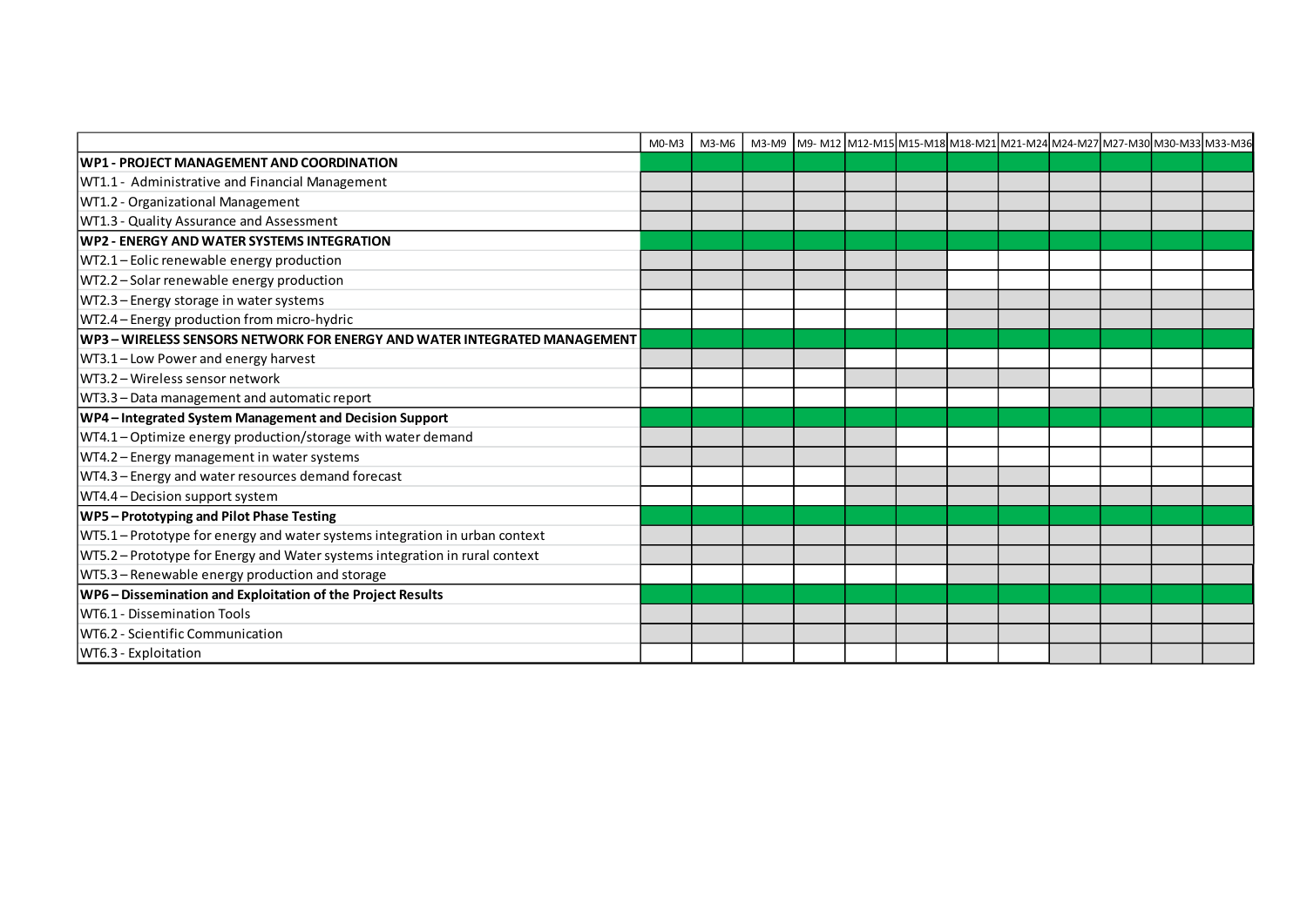| | M0-M3 | M3-M6 | M3-M9 | M9- M12 | M12-M15 | M15-M18 | M18-M21 | M21-M24 | M24-M27 | M27-M30 | M30-M33 | M33-M36 |
|---|---|---|---|---|---|---|---|---|---|---|---|---|
| **WP1 - PROJECT MANAGEMENT AND COORDINATION** | ■ | ■ | ■ | ■ | ■ | ■ | ■ | ■ | ■ | ■ | ■ | ■ |
| WT1.1 - Administrative and Financial Management | ■ | ■ | ■ | ■ | ■ | ■ | ■ | ■ | ■ | ■ | ■ | ■ |
| WT1.2 - Organizational Management | ■ | ■ | ■ | ■ | ■ | ■ | ■ | ■ | ■ | ■ | ■ | ■ |
| WT1.3 - Quality Assurance and Assessment | ■ | ■ | ■ | ■ | ■ | ■ | ■ | ■ | ■ | ■ | ■ | ■ |
| **WP2 - ENERGY AND WATER SYSTEMS INTEGRATION** | ■ | ■ | ■ | ■ | ■ | ■ | ■ | ■ | ■ | ■ | ■ | ■ |
| WT2.1 – Eolic renewable energy production | ■ | ■ | ■ | ■ | ■ | ■ | | | | | | |
| WT2.2 – Solar renewable energy production | ■ | ■ | ■ | ■ | ■ | ■ | | | | | | |
| WT2.3 – Energy storage in water systems | | | | | | | ■ | ■ | ■ | ■ | ■ | ■ |
| WT2.4 – Energy production from micro-hydric | | | | | | | ■ | ■ | ■ | ■ | ■ | ■ |
| **WP3 – WIRELESS SENSORS NETWORK FOR ENERGY AND WATER INTEGRATED MANAGEMENT** | ■ | ■ | ■ | ■ | ■ | ■ | ■ | ■ | ■ | ■ | ■ | ■ |
| WT3.1 – Low Power and energy harvest | ■ | ■ | ■ | ■ | | | | | | | | |
| WT3.2 – Wireless sensor network | | | | | ■ | ■ | ■ | ■ | | | | |
| WT3.3 – Data management and automatic report | | | | | | | | | ■ | ■ | ■ | ■ |
| **WP4 – Integrated System Management and Decision Support** | ■ | ■ | ■ | ■ | ■ | ■ | ■ | ■ | ■ | ■ | ■ | ■ |
| WT4.1 – Optimize energy production/storage with water demand | ■ | ■ | ■ | ■ | ■ | | | | | | | |
| WT4.2 – Energy management in water systems | ■ | ■ | ■ | ■ | ■ | | | | | | | |
| WT4.3 – Energy and water resources demand forecast | | | | | ■ | ■ | ■ | ■ | | | | |
| WT4.4 – Decision support system | | | | | ■ | ■ | ■ | ■ | ■ | ■ | ■ | ■ |
| **WP5 – Prototyping and Pilot Phase Testing** | ■ | ■ | ■ | ■ | ■ | ■ | ■ | ■ | ■ | ■ | ■ | ■ |
| WT5.1 – Prototype for energy and water systems integration in urban context | ■ | ■ | ■ | ■ | ■ | ■ | ■ | ■ | ■ | ■ | ■ | ■ |
| WT5.2 – Prototype for Energy and Water systems integration in rural context | ■ | ■ | ■ | ■ | ■ | ■ | ■ | ■ | ■ | ■ | ■ | ■ |
| WT5.3 – Renewable energy production and storage | | | | | | | ■ | ■ | ■ | ■ | ■ | ■ |
| **WP6 – Dissemination and Exploitation of the Project Results** | ■ | ■ | ■ | ■ | ■ | ■ | ■ | ■ | ■ | ■ | ■ | ■ |
| WT6.1 - Dissemination Tools | ■ | ■ | ■ | ■ | ■ | ■ | ■ | ■ | ■ | ■ | ■ | ■ |
| WT6.2 - Scientific Communication | ■ | ■ | ■ | ■ | ■ | ■ | ■ | ■ | ■ | ■ | ■ | ■ |
| WT6.3 - Exploitation | | | | | | | | | ■ | ■ | ■ | ■ |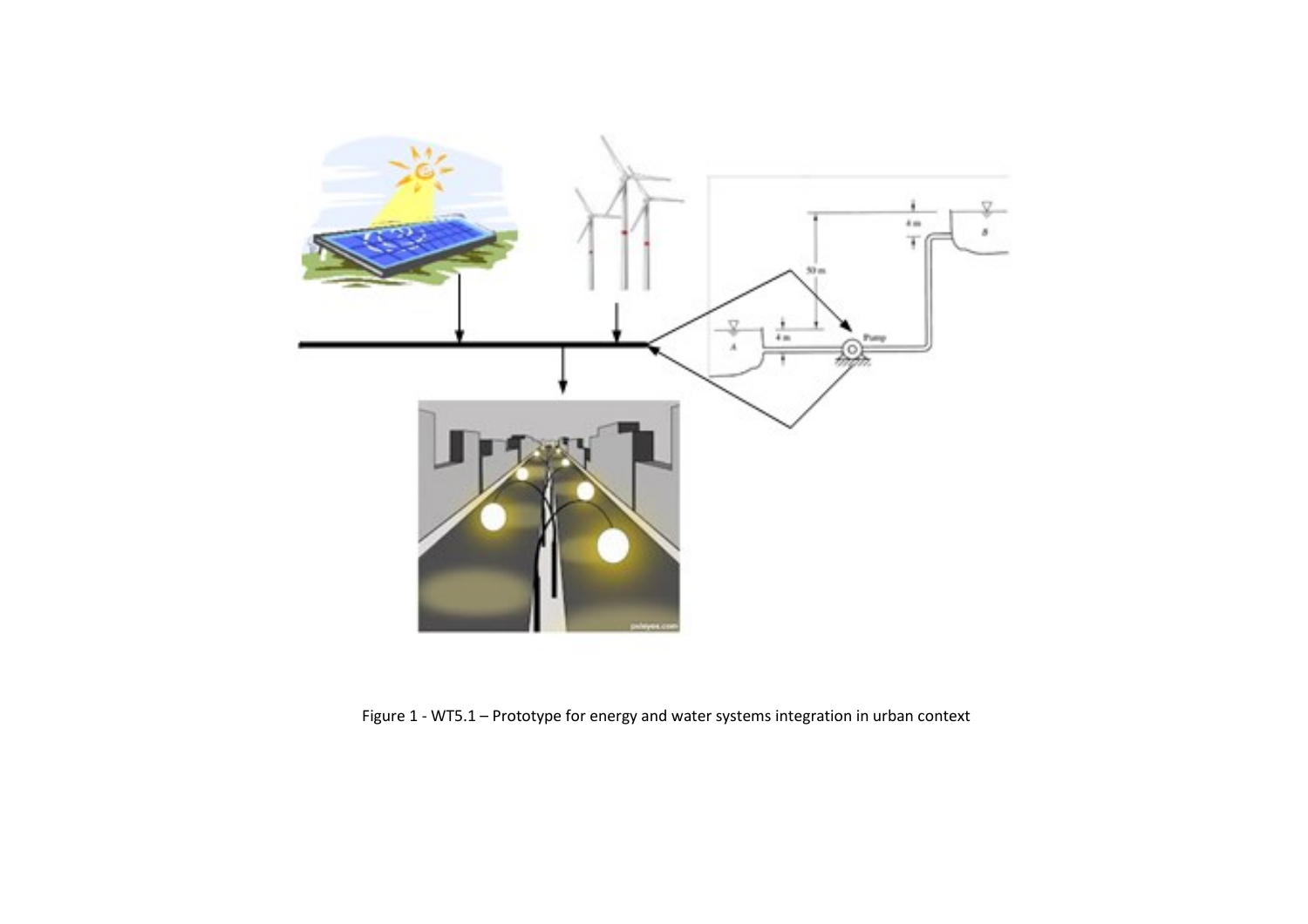Figure 1 - WT5.1 – Prototype for energy and water systems integration in urban context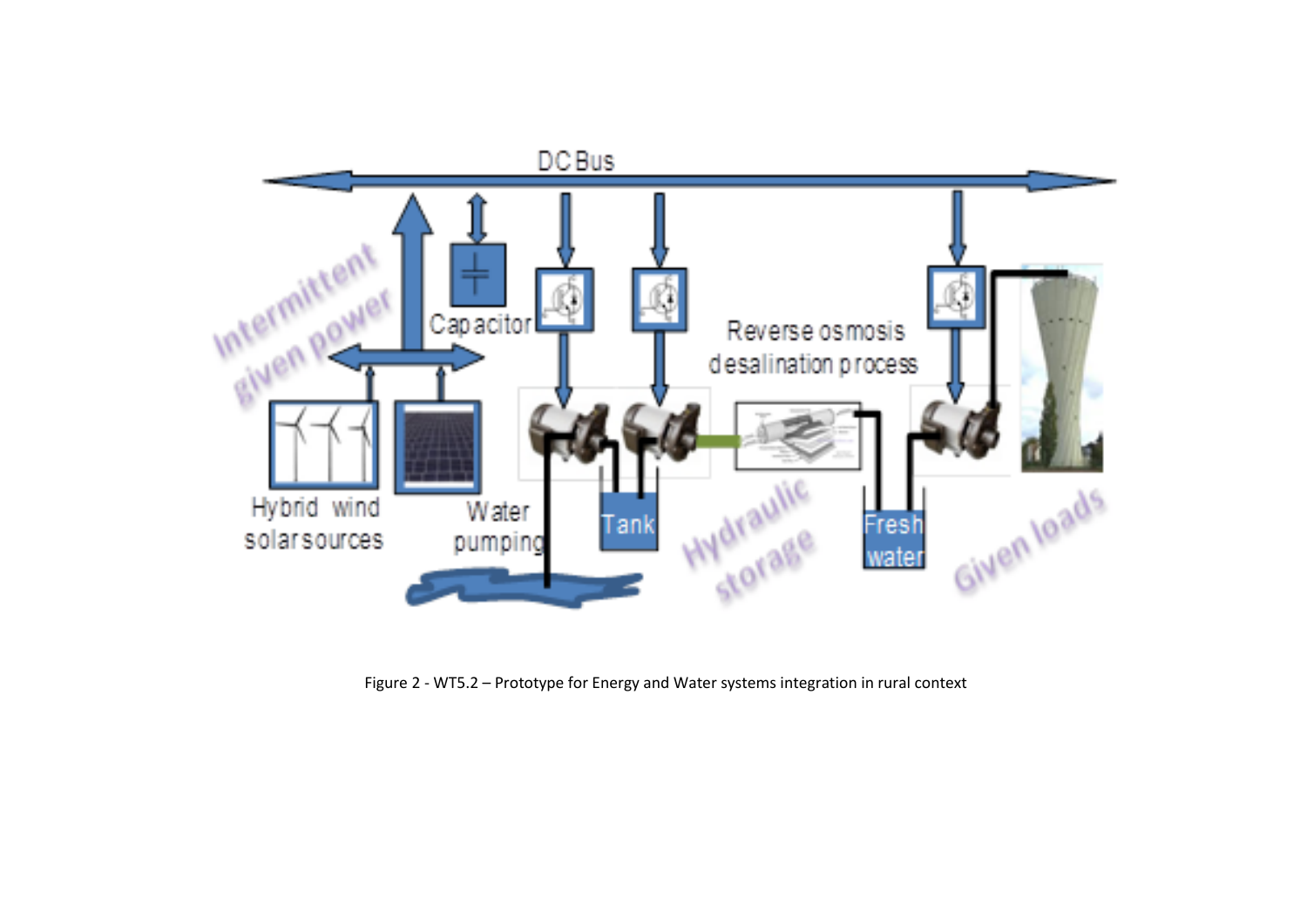DC Bus

Intermittent given power

Capacitor

Reverse osmosis desalination process

Hybrid wind solar sources

Water pumping

Tank

Hydraulic storage

Fresh water

Given loads

Figure 2 - WT5.2 – Prototype for Energy and Water systems integration in rural context